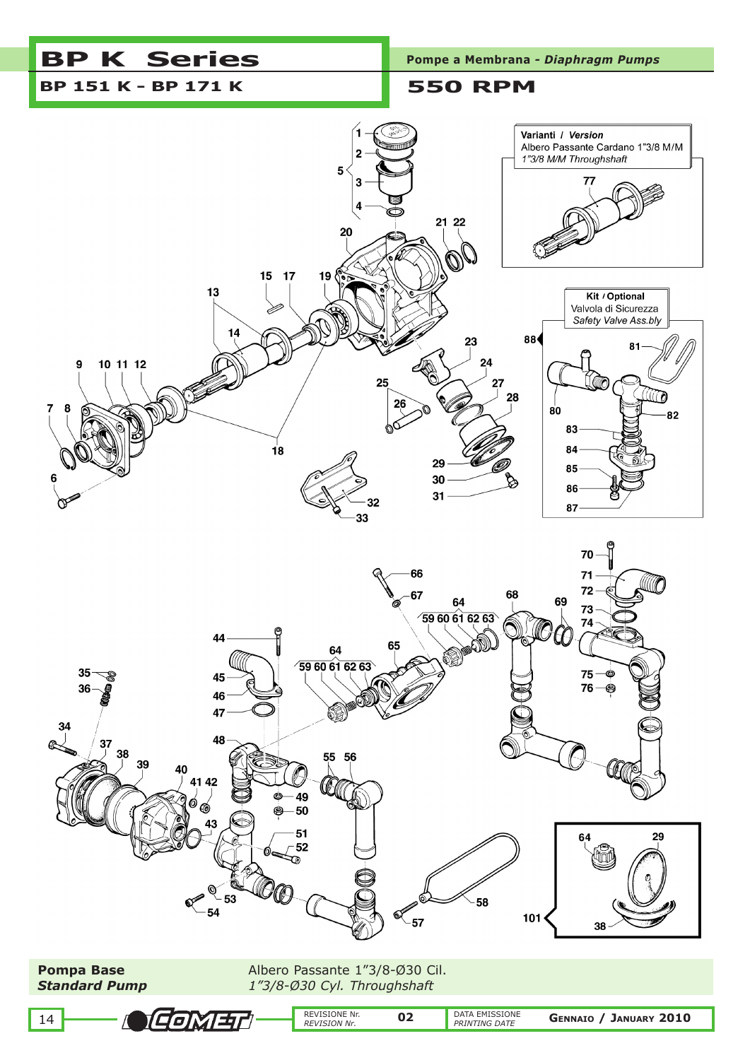# BP K Series

## BP 151 K - BP 171 K

**Pompe a Membrana** - *Diaphragm Pumps*

## 550 RPM

**Varianti / *Version***
Albero Passante Cardano 1"3/8 M/M
*1"3/8 M/M Throughshaft*

**Kit / Optional**
Valvola di Sicurezza
*Safety Valve Ass.bly*

**Pompa Base**
***Standard Pump***

Albero Passante 1"3/8-Ø30 Cil.
*1"3/8-Ø30 Cyl. Throughshaft*

REVISIONE Nr. *REVISION Nr.* 02 — DATA EMISSIONE *PRINTING DATE* GENNAIO / JANUARY 2010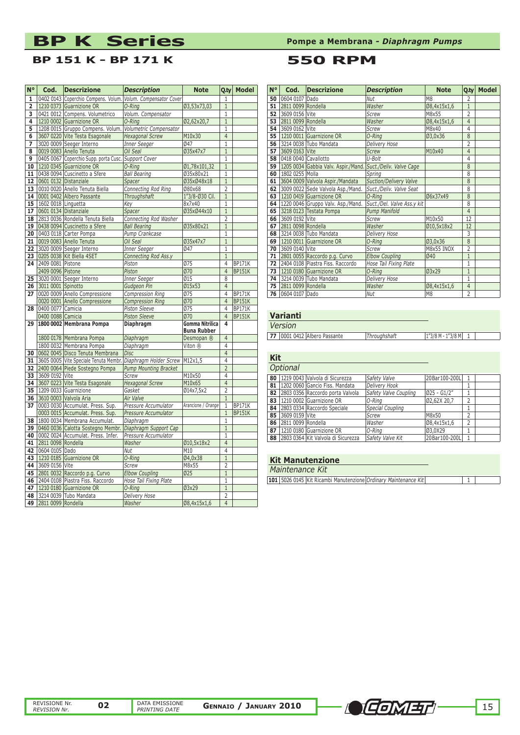# BP K Series

**Pompe a Membrana - *Diaphragm Pumps***

## BP 151 K - BP 171 K

## 550 RPM

| N° | Cod. | Descrizione | *Description* | Note | Q.ty | Model |
|---|---|---|---|---|---|---|
| 1 | 0402 0143 | Coperchio Compens. Volum. | *Volum. Compensator Cover* | | 1 | |
| 2 | 1210 0373 | Guarnizione OR | *O-Ring* | Ø3,53x73,03 | 1 | |
| 3 | 0421 0012 | Compens. Volumetrico | *Volum. Compensator* | | 1 | |
| 4 | 1210 0002 | Guarnizione OR | *O-Ring* | Ø2,62x20,7 | 1 | |
| 5 | 1208 0015 | Gruppo Compens. Volum. | *Volumetric Compensator* | | 1 | |
| 6 | 3607 0220 | Vite Testa Esagonale | *Hexagonal Screw* | M10x30 | 4 | |
| 7 | 3020 0009 | Seeger Interno | *Inner Seeger* | Ø47 | 1 | |
| 8 | 0019 0083 | Anello Tenuta | *Oil Seal* | Ø35x47x7 | 1 | |
| 9 | 0405 0067 | Coperchio Supp. porta Cusc. | *Support Cover* | | 1 | |
| 10 | 1210 0345 | Guarnizione OR | *O-Ring* | Ø1,78x101,32 | 1 | |
| 11 | 0438 0094 | Cuscinetto a Sfere | *Ball Bearing* | Ø35x80x21 | 1 | |
| 12 | 0601 0132 | Distanziale | *Spacer* | Ø35xØ48x18 | 1 | |
| 13 | 0010 0020 | Anello Tenuta Biella | *Connecting Rod Ring* | Ø80x68 | 2 | |
| 14 | 0001 0402 | Albero Passante | *Throughshaft* | 1"3/8-Ø30 Cil. | 1 | |
| 15 | 1602 0018 | Linguetta | *Key* | 8x7x40 | 1 | |
| 17 | 0601 0134 | Distanziale | *Spacer* | Ø35xØ44x10 | 1 | |
| 18 | 2813 0036 | Rondella Tenuta Biella | *Connecting Rod Washer* | | 2 | |
| 19 | 0438 0094 | Cuscinetto a Sfere | *Ball Bearing* | Ø35x80x21 | 1 | |
| 20 | 0403 0118 | Carter Pompa | *Pump Crankcase* | | 1 | |
| 21 | 0019 0083 | Anello Tenuta | *Oil Seal* | Ø35x47x7 | 1 | |
| 22 | 3020 0009 | Seeger Interno | *Inner Seeger* | Ø47 | 1 | |
| 23 | 0205 0038 | Kit Biella 4SET | *Connecting Rod Ass.y* | | 1 | |
| 24 | 2409 0081 | Pistone | *Piston* | Ø75 | 4 | BP171K |
| | 2409 0096 | Pistone | *Piston* | Ø70 | 4 | BP151K |
| 25 | 3020 0001 | Seeger Interno | *Inner Seeger* | Ø15 | 8 | |
| 26 | 3011 0001 | Spinotto | *Gudgeon Pin* | Ø15x53 | 4 | |
| 27 | 0020 0009 | Anello Compressione | *Compression Ring* | Ø75 | 4 | BP171K |
| | 0020 0001 | Anello Compressione | *Compression Ring* | Ø70 | 4 | BP151K |
| 28 | 0400 0077 | Camicia | *Piston Sleeve* | Ø75 | 4 | BP171K |
| | 0400 0088 | Camicia | *Piston Sleeve* | Ø70 | 4 | BP151K |
| **29** | **1800 0002** | **Membrana Pompa** | **Diaphragm** | **Gomma Nitrilica Buna Rubber** | **4** | |
| | 1800 0178 | Membrana Pompa | *Diaphragm* | Desmopan ® | 4 | |
| | 1800 0032 | Membrana Pompa | *Diaphragm* | Viton ® | 4 | |
| 30 | 0602 0045 | Disco Tenuta Membrana | *Disc* | | 4 | |
| 31 | 3605 0005 | Vite Speciale Tenuta Membr. | *Diaphragm Holder Screw* | M12x1,5 | 4 | |
| 32 | 2400 0064 | Piede Sostegno Pompa | *Pump Mounting Bracket* | | 2 | |
| 33 | 3609 0192 | Vite | *Screw* | M10x50 | 4 | |
| 34 | 3607 0223 | Vite Testa Esagonale | *Hexagonal Screw* | M10x65 | 4 | |
| 35 | 1209 0033 | Guarnizione | *Gasket* | Ø14x7,5x2 | 2 | |
| 36 | 3610 0003 | Valvola Aria | *Air Valve* | | 1 | |
| 37 | 0003 0030 | Accumulat. Press. Sup. | *Pressure Accumulator* | Arancione / Orange | 1 | BP171K |
| | 0003 0015 | Accumulat. Press. Sup. | *Pressure Accumulator* | | 1 | BP151K |
| 38 | 1800 0034 | Membrana Accumulat. | *Diaphragm* | | 1 | |
| 39 | 0460 0036 | Calotta Sostegno Membr. | *Diaphragm Support Cap* | | 1 | |
| 40 | 0002 0024 | Accumulat. Press. Infer. | *Pressure Accumulator* | | 1 | |
| 41 | 2811 0098 | Rondella | *Washer* | Ø10,5x18x2 | 4 | |
| 42 | 0604 0105 | Dado | *Nut* | M10 | 4 | |
| 43 | 1210 0185 | Guarnizione OR | *O-Ring* | Ø4,0x38 | 1 | |
| 44 | 3609 0156 | Vite | *Screw* | M8x55 | 2 | |
| 45 | 2801 0032 | Raccordo p.g. Curvo | *Elbow Coupling* | Ø25 | 1 | |
| 46 | 2404 0108 | Piastra Fiss. Raccordo | *Hose Tail Fixing Plate* | | 1 | |
| 47 | 1210 0180 | Guarnizione OR | *O-Ring* | Ø3x29 | 1 | |
| 48 | 3214 0039 | Tubo Mandata | *Delivery Hose* | | 2 | |
| 49 | 2811 0099 | Rondella | *Washer* | Ø8,4x15x1,6 | 4 | |
| 50 | 0604 0107 | Dado | *Nut* | M8 | 2 | |
| 51 | 2811 0099 | Rondella | *Washer* | Ø8,4x15x1,6 | 1 | |
| 52 | 3609 0156 | Vite | *Screw* | M8x55 | 2 | |
| 53 | 2811 0099 | Rondella | *Washer* | Ø8,4x15x1,6 | 4 | |
| 54 | 3609 0162 | Vite | *Screw* | M8x40 | 4 | |
| 55 | 1210 0011 | Guarnizione OR | *O-Ring* | Ø3,0x36 | 8 | |
| 56 | 3214 0038 | Tubo Mandata | *Delivery Hose* | | 2 | |
| 57 | 3609 0163 | Vite | *Screw* | M10x40 | 4 | |
| 58 | 0418 0040 | Cavallotto | *U-Bolt* | | 4 | |
| 59 | 1205 0034 | Gabbia Valv. Aspir./Mand. | *Suct./Deliv. Valve Cage* | | 8 | |
| 60 | 1802 0255 | Molla | *Spring* | | 8 | |
| 61 | 3604 0009 | Valvola Aspir./Mandata | *Suction/Delivery Valve* | | 8 | |
| 62 | 3009 0022 | Sede Valvola Asp./Mand. | *Suct./Deliv. Valve Seat* | | 8 | |
| 63 | 1210 0419 | Guarnizione OR | *O-Ring* | Ø6x37x49 | 8 | |
| 64 | 1220 0046 | Gruppo Valv. Asp./Mand. | *Suct./Del. Valve Ass.y kit* | | 8 | |
| 65 | 3218 0123 | Testata Pompa | *Pump Manifold* | | 4 | |
| 66 | 3609 0192 | Vite | *Screw* | M10x50 | 12 | |
| 67 | 2811 0098 | Rondella | *Washer* | Ø10,5x18x2 | 12 | |
| 68 | 3214 0038 | Tubo Mandata | *Delivery Hose* | | 3 | |
| 69 | 1210 0011 | Guarnizione OR | *O-Ring* | Ø3,0x36 | 8 | |
| 70 | 3609 0140 | Vite | *Screw* | M8x55 INOX | 2 | |
| 71 | 2801 0055 | Raccordo p.g. Curvo | *Elbow Coupling* | Ø40 | 1 | |
| 72 | 2404 0108 | Piastra Fiss. Raccordo | *Hose Tail Fixing Plate* | | 1 | |
| 73 | 1210 0180 | Guarnizione OR | *O-Ring* | Ø3x29 | 1 | |
| 74 | 3214 0039 | Tubo Mandata | *Delivery Hose* | | 1 | |
| 75 | 2811 0099 | Rondella | *Washer* | Ø8,4x15x1,6 | 4 | |
| 76 | 0604 0107 | Dado | *Nut* | M8 | 2 | |

## Varianti
*Version*

| | | | | | | |
|---|---|---|---|---|---|---|
| 77 | 0001 0412 | Albero Passante | *Throughshaft* | 1"3/8 M - 1"3/8 M | 1 | |

## Kit
*Optional*

| | | | | | | |
|---|---|---|---|---|---|---|
| 80 | 1219 0043 | Valvola di Sicurezza | *Safety Valve* | 20Bar100-200L | 1 | |
| 81 | 1202 0060 | Gancio Fiss. Mandata | *Delivery Hook* | | 1 | |
| 82 | 2803 0356 | Raccordo porta Valvola | *Safety Valve Coupling* | Ø25 - G1/2" | 1 | |
| 83 | 1210 0002 | Guarnizione OR | *O-Ring* | Ø2,62X 20,7 | 2 | |
| 84 | 2803 0334 | Raccordo Speciale | *Special Coupling* | | 1 | |
| 85 | 3609 0159 | Vite | *Screw* | M8x50 | 2 | |
| 86 | 2811 0099 | Rondella | *Washer* | Ø8,4x15x1,6 | 2 | |
| 87 | 1210 0180 | Guarnizione OR | *O-Ring* | Ø3,0X29 | 1 | |
| 88 | 2803 0364 | Kit Valvola di Sicurezza | *Safety Valve Kit* | 20Bar100-200L | 1 | |

## Kit Manutenzione
*Maintenance Kit*

| | | | | | | |
|---|---|---|---|---|---|---|
| 101 | 5026 0145 | Kit Ricambi Manutenzione | *Ordinary Maintenance Kit* | | 1 | |

REVISIONE Nr. / *REVISION Nr.* **02** — DATA EMISSIONE / *PRINTING DATE* **GENNAIO / JANUARY 2010**